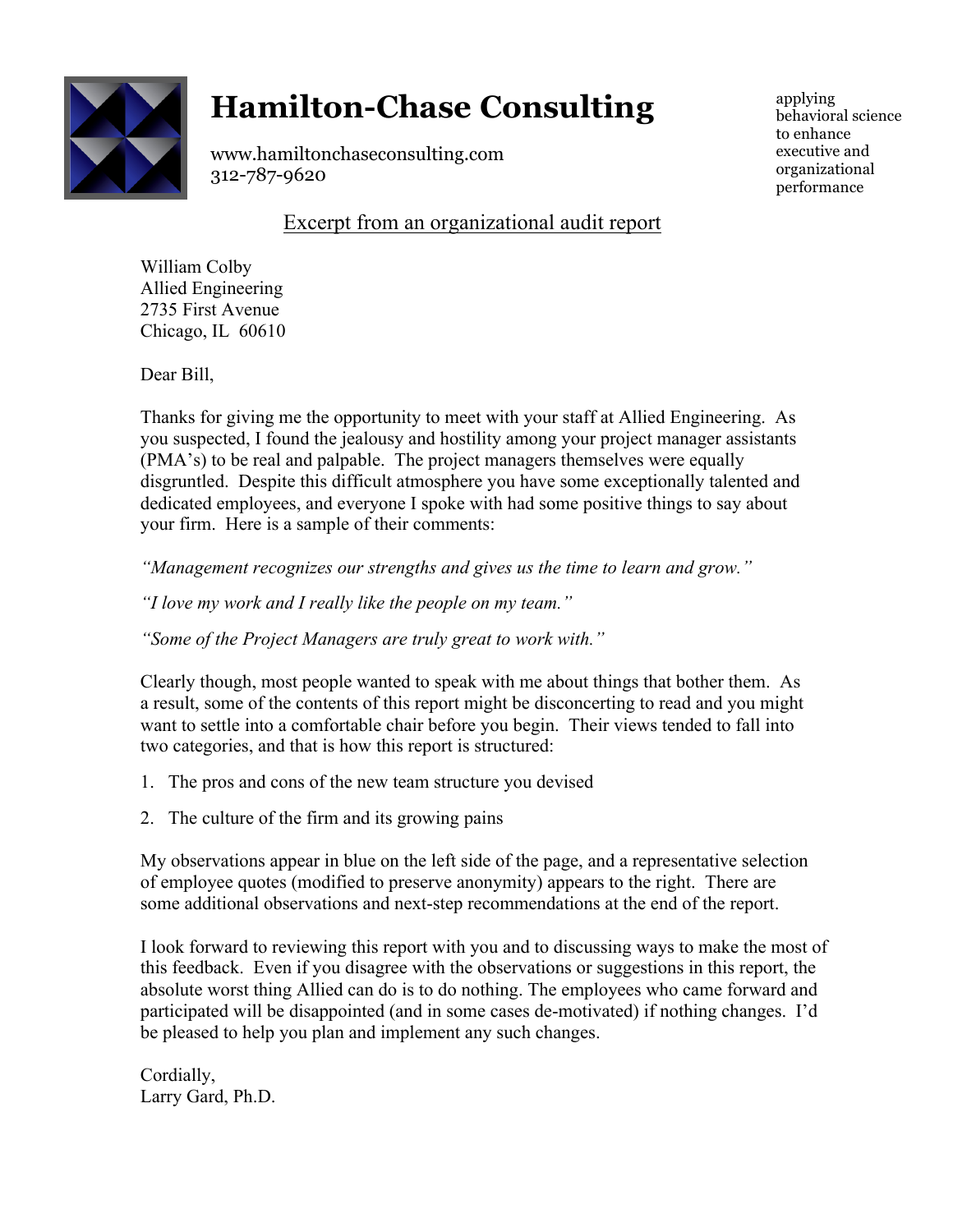# Hamilton-Chase Consulting

www.hamiltonchaseconsulting.com
312-787-9620

applying behavioral science to enhance executive and organizational performance

Excerpt from an organizational audit report

William Colby
Allied Engineering
2735 First Avenue
Chicago, IL 60610

Dear Bill,

Thanks for giving me the opportunity to meet with your staff at Allied Engineering. As you suspected, I found the jealousy and hostility among your project manager assistants (PMA's) to be real and palpable. The project managers themselves were equally disgruntled. Despite this difficult atmosphere you have some exceptionally talented and dedicated employees, and everyone I spoke with had some positive things to say about your firm. Here is a sample of their comments:

*"Management recognizes our strengths and gives us the time to learn and grow."*

*"I love my work and I really like the people on my team."*

*"Some of the Project Managers are truly great to work with."*

Clearly though, most people wanted to speak with me about things that bother them. As a result, some of the contents of this report might be disconcerting to read and you might want to settle into a comfortable chair before you begin. Their views tended to fall into two categories, and that is how this report is structured:

1. The pros and cons of the new team structure you devised
2. The culture of the firm and its growing pains

My observations appear in blue on the left side of the page, and a representative selection of employee quotes (modified to preserve anonymity) appears to the right. There are some additional observations and next-step recommendations at the end of the report.

I look forward to reviewing this report with you and to discussing ways to make the most of this feedback. Even if you disagree with the observations or suggestions in this report, the absolute worst thing Allied can do is to do nothing. The employees who came forward and participated will be disappointed (and in some cases de-motivated) if nothing changes. I'd be pleased to help you plan and implement any such changes.

Cordially,
Larry Gard, Ph.D.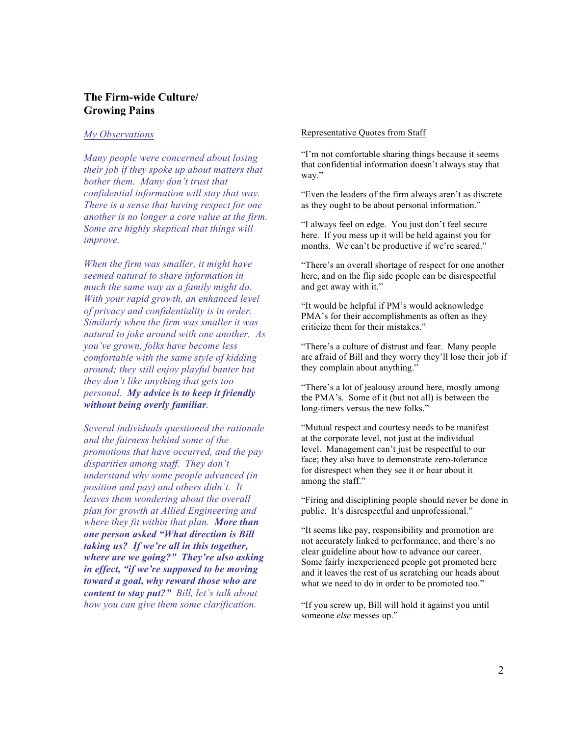## The Firm-wide Culture/ Growing Pains

### *My Observations*

*Many people were concerned about losing their job if they spoke up about matters that bother them. Many don't trust that confidential information will stay that way. There is a sense that having respect for one another is no longer a core value at the firm. Some are highly skeptical that things will improve.*

*When the firm was smaller, it might have seemed natural to share information in much the same way as a family might do. With your rapid growth, an enhanced level of privacy and confidentiality is in order. Similarly when the firm was smaller it was natural to joke around with one another. As you've grown, folks have become less comfortable with the same style of kidding around; they still enjoy playful banter but they don't like anything that gets too personal.* ***My advice is to keep it friendly without being overly familiar****.*

*Several individuals questioned the rationale and the fairness behind some of the promotions that have occurred, and the pay disparities among staff. They don't understand why some people advanced (in position and pay) and others didn't. It leaves them wondering about the overall plan for growth at Allied Engineering and where they fit within that plan.* ***More than one person asked "What direction is Bill taking us? If we're all in this together, where are we going?" They're also asking in effect, "if we're supposed to be moving toward a goal, why reward those who are content to stay put?"*** *Bill, let's talk about how you can give them some clarification.*

### Representative Quotes from Staff

"I'm not comfortable sharing things because it seems that confidential information doesn't always stay that way."

"Even the leaders of the firm always aren't as discrete as they ought to be about personal information."

"I always feel on edge. You just don't feel secure here. If you mess up it will be held against you for months. We can't be productive if we're scared."

"There's an overall shortage of respect for one another here, and on the flip side people can be disrespectful and get away with it."

"It would be helpful if PM's would acknowledge PMA's for their accomplishments as often as they criticize them for their mistakes."

"There's a culture of distrust and fear. Many people are afraid of Bill and they worry they'll lose their job if they complain about anything."

"There's a lot of jealousy around here, mostly among the PMA's. Some of it (but not all) is between the long-timers versus the new folks."

"Mutual respect and courtesy needs to be manifest at the corporate level, not just at the individual level. Management can't just be respectful to our face; they also have to demonstrate zero-tolerance for disrespect when they see it or hear about it among the staff."

"Firing and disciplining people should never be done in public. It's disrespectful and unprofessional."

"It seems like pay, responsibility and promotion are not accurately linked to performance, and there's no clear guideline about how to advance our career. Some fairly inexperienced people got promoted here and it leaves the rest of us scratching our heads about what we need to do in order to be promoted too."

"If you screw up, Bill will hold it against you until someone *else* messes up."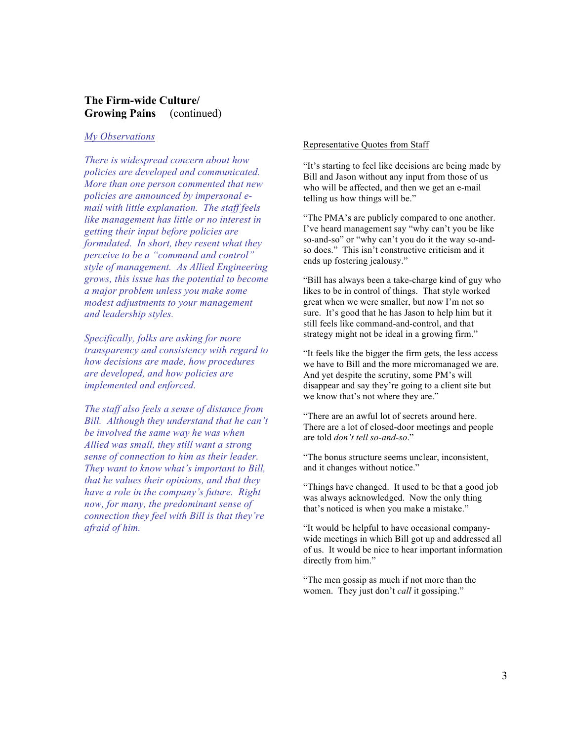## The Firm-wide Culture/ Growing Pains (continued)

*My Observations*

*There is widespread concern about how policies are developed and communicated. More than one person commented that new policies are announced by impersonal e-mail with little explanation. The staff feels like management has little or no interest in getting their input before policies are formulated. In short, they resent what they perceive to be a "command and control" style of management. As Allied Engineering grows, this issue has the potential to become a major problem unless you make some modest adjustments to your management and leadership styles.*

*Specifically, folks are asking for more transparency and consistency with regard to how decisions are made, how procedures are developed, and how policies are implemented and enforced.*

*The staff also feels a sense of distance from Bill. Although they understand that he can't be involved the same way he was when Allied was small, they still want a strong sense of connection to him as their leader. They want to know what's important to Bill, that he values their opinions, and that they have a role in the company's future. Right now, for many, the predominant sense of connection they feel with Bill is that they're afraid of him.*

Representative Quotes from Staff

"It's starting to feel like decisions are being made by Bill and Jason without any input from those of us who will be affected, and then we get an e-mail telling us how things will be."

"The PMA's are publicly compared to one another. I've heard management say "why can't you be like so-and-so" or "why can't you do it the way so-and-so does." This isn't constructive criticism and it ends up fostering jealousy."

"Bill has always been a take-charge kind of guy who likes to be in control of things. That style worked great when we were smaller, but now I'm not so sure. It's good that he has Jason to help him but it still feels like command-and-control, and that strategy might not be ideal in a growing firm."

"It feels like the bigger the firm gets, the less access we have to Bill and the more micromanaged we are. And yet despite the scrutiny, some PM's will disappear and say they're going to a client site but we know that's not where they are."

"There are an awful lot of secrets around here. There are a lot of closed-door meetings and people are told *don't tell so-and-so*."

"The bonus structure seems unclear, inconsistent, and it changes without notice."

"Things have changed. It used to be that a good job was always acknowledged. Now the only thing that's noticed is when you make a mistake."

"It would be helpful to have occasional company-wide meetings in which Bill got up and addressed all of us. It would be nice to hear important information directly from him."

"The men gossip as much if not more than the women. They just don't *call* it gossiping."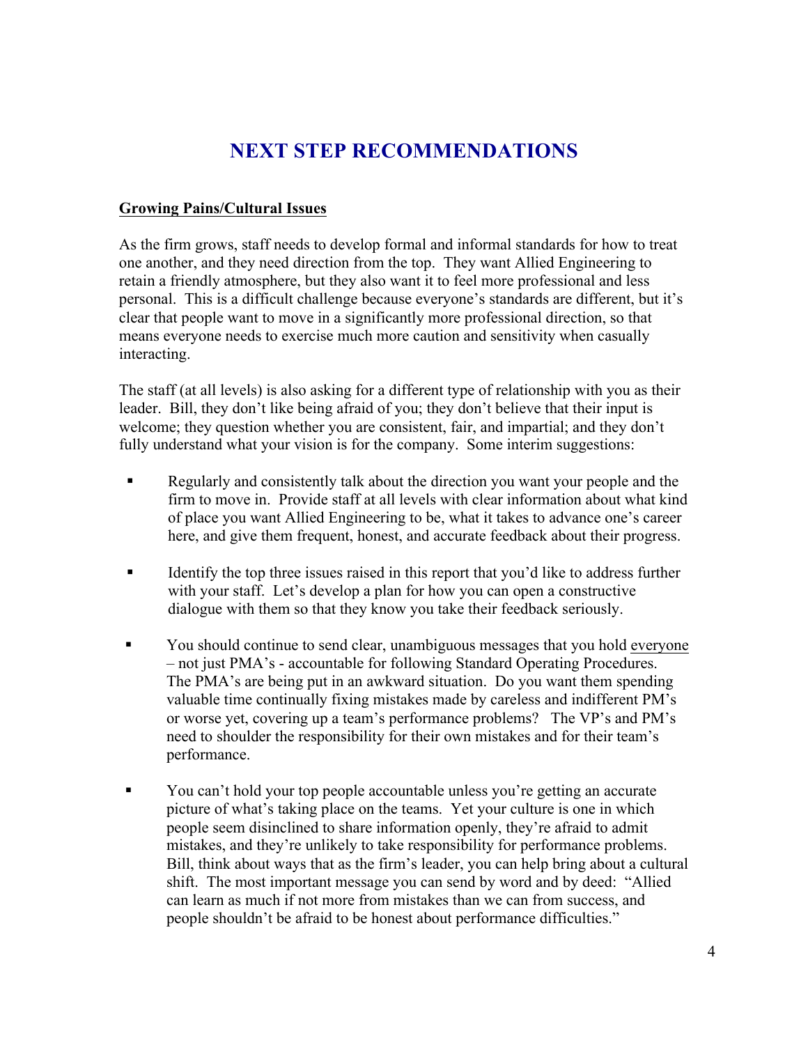# NEXT STEP RECOMMENDATIONS

**Growing Pains/Cultural Issues**

As the firm grows, staff needs to develop formal and informal standards for how to treat one another, and they need direction from the top. They want Allied Engineering to retain a friendly atmosphere, but they also want it to feel more professional and less personal. This is a difficult challenge because everyone's standards are different, but it's clear that people want to move in a significantly more professional direction, so that means everyone needs to exercise much more caution and sensitivity when casually interacting.

The staff (at all levels) is also asking for a different type of relationship with you as their leader. Bill, they don't like being afraid of you; they don't believe that their input is welcome; they question whether you are consistent, fair, and impartial; and they don't fully understand what your vision is for the company. Some interim suggestions:

- Regularly and consistently talk about the direction you want your people and the firm to move in. Provide staff at all levels with clear information about what kind of place you want Allied Engineering to be, what it takes to advance one's career here, and give them frequent, honest, and accurate feedback about their progress.

- Identify the top three issues raised in this report that you'd like to address further with your staff. Let's develop a plan for how you can open a constructive dialogue with them so that they know you take their feedback seriously.

- You should continue to send clear, unambiguous messages that you hold <u>everyone</u> – not just PMA's - accountable for following Standard Operating Procedures. The PMA's are being put in an awkward situation. Do you want them spending valuable time continually fixing mistakes made by careless and indifferent PM's or worse yet, covering up a team's performance problems? The VP's and PM's need to shoulder the responsibility for their own mistakes and for their team's performance.

- You can't hold your top people accountable unless you're getting an accurate picture of what's taking place on the teams. Yet your culture is one in which people seem disinclined to share information openly, they're afraid to admit mistakes, and they're unlikely to take responsibility for performance problems. Bill, think about ways that as the firm's leader, you can help bring about a cultural shift. The most important message you can send by word and by deed: "Allied can learn as much if not more from mistakes than we can from success, and people shouldn't be afraid to be honest about performance difficulties."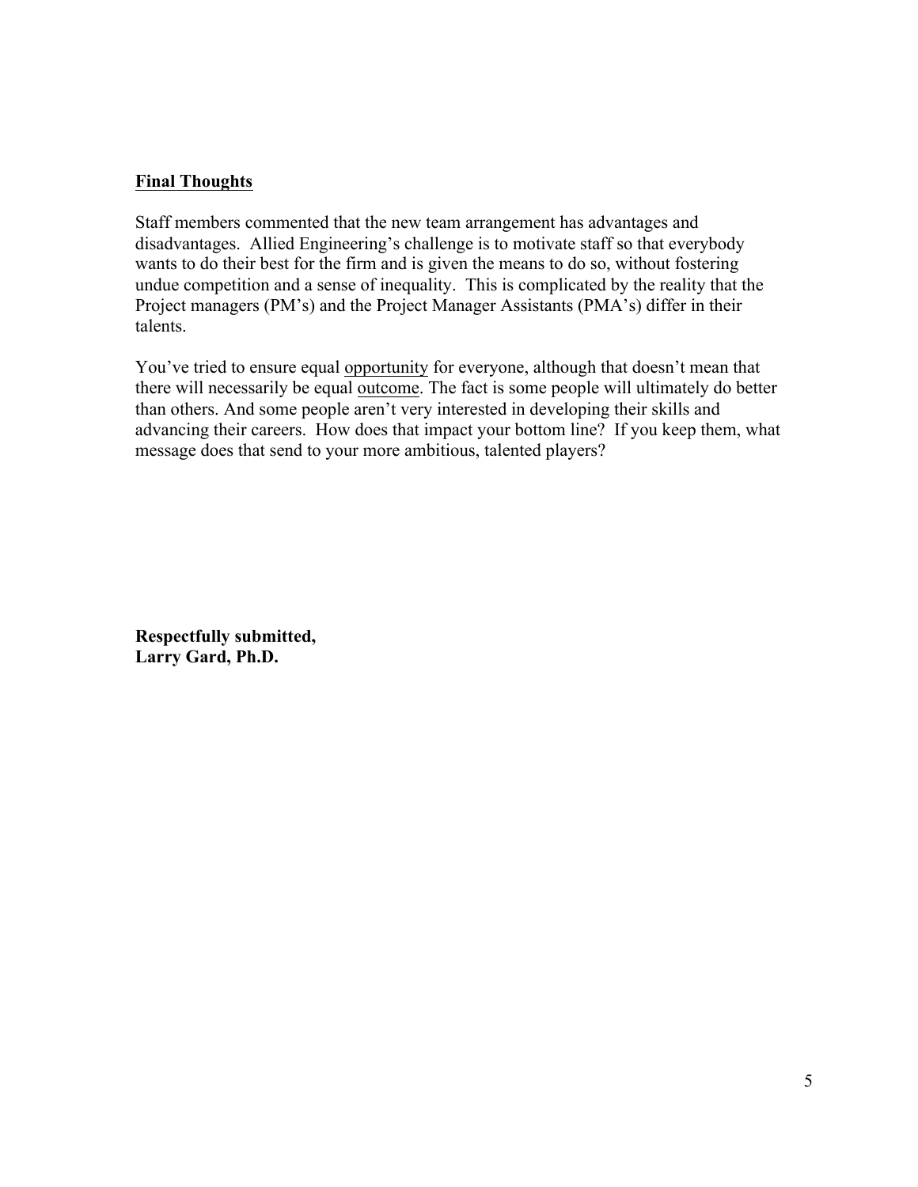## Final Thoughts

Staff members commented that the new team arrangement has advantages and disadvantages. Allied Engineering's challenge is to motivate staff so that everybody wants to do their best for the firm and is given the means to do so, without fostering undue competition and a sense of inequality. This is complicated by the reality that the Project managers (PM's) and the Project Manager Assistants (PMA's) differ in their talents.

You've tried to ensure equal <u>opportunity</u> for everyone, although that doesn't mean that there will necessarily be equal <u>outcome</u>. The fact is some people will ultimately do better than others. And some people aren't very interested in developing their skills and advancing their careers. How does that impact your bottom line? If you keep them, what message does that send to your more ambitious, talented players?

**Respectfully submitted,**
**Larry Gard, Ph.D.**